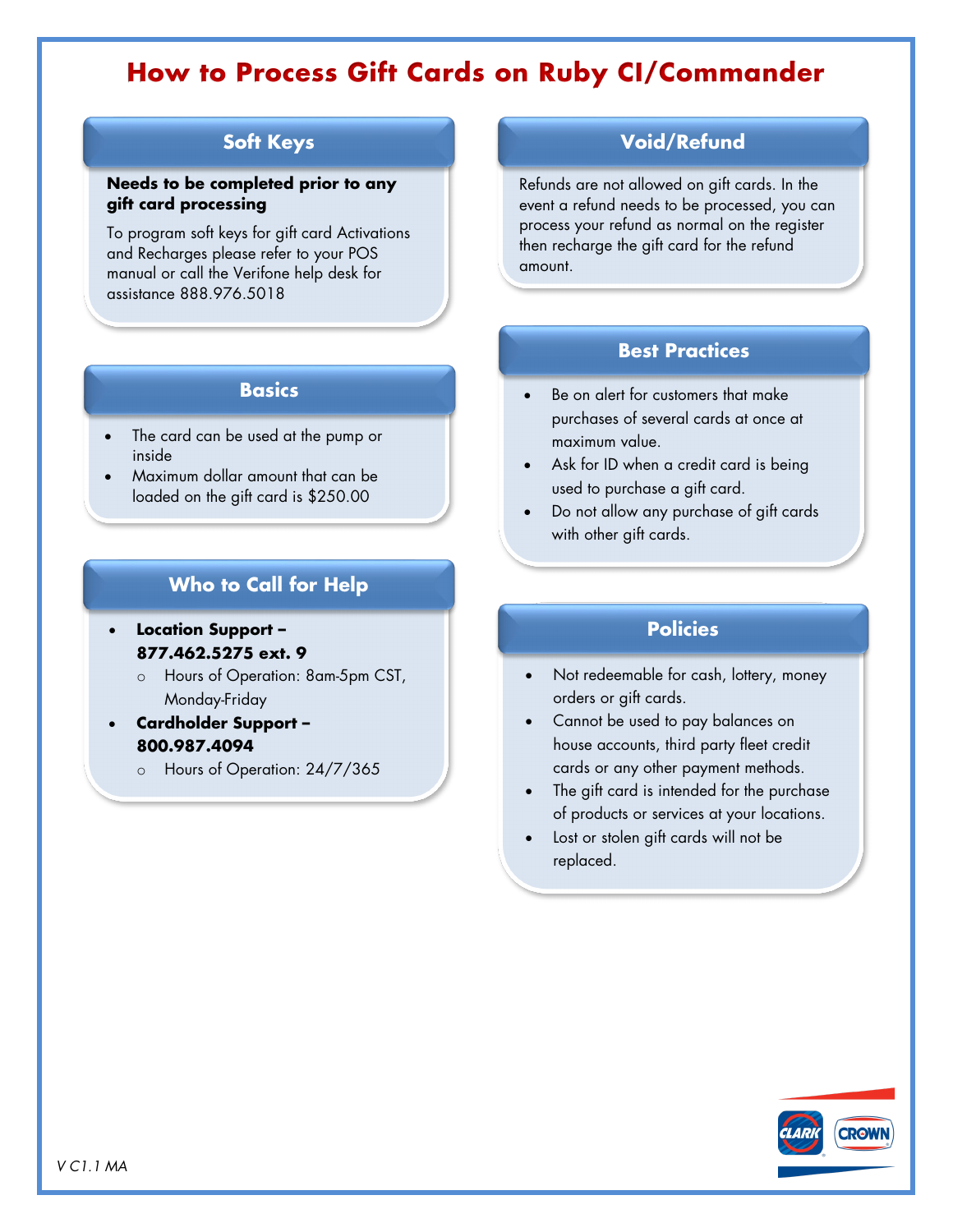# How to Process Gift Cards on Ruby CI/Commander

## Soft Keys

**Needs to be completed prior to any gift card processing**

To program soft keys for gift card Activations and Recharges please refer to your POS manual or call the Verifone help desk for assistance 888.976.5018

## Basics

- The card can be used at the pump or inside
- Maximum dollar amount that can be loaded on the gift card is $250.00

## Who to Call for Help

- **Location Support – 877.462.5275 ext. 9**
  - Hours of Operation: 8am-5pm CST, Monday-Friday
- **Cardholder Support – 800.987.4094**
  - Hours of Operation: 24/7/365

## Void/Refund

Refunds are not allowed on gift cards. In the event a refund needs to be processed, you can process your refund as normal on the register then recharge the gift card for the refund amount.

## Best Practices

- Be on alert for customers that make purchases of several cards at once at maximum value.
- Ask for ID when a credit card is being used to purchase a gift card.
- Do not allow any purchase of gift cards with other gift cards.

## Policies

- Not redeemable for cash, lottery, money orders or gift cards.
- Cannot be used to pay balances on house accounts, third party fleet credit cards or any other payment methods.
- The gift card is intended for the purchase of products or services at your locations.
- Lost or stolen gift cards will not be replaced.

*V C1.1 MA*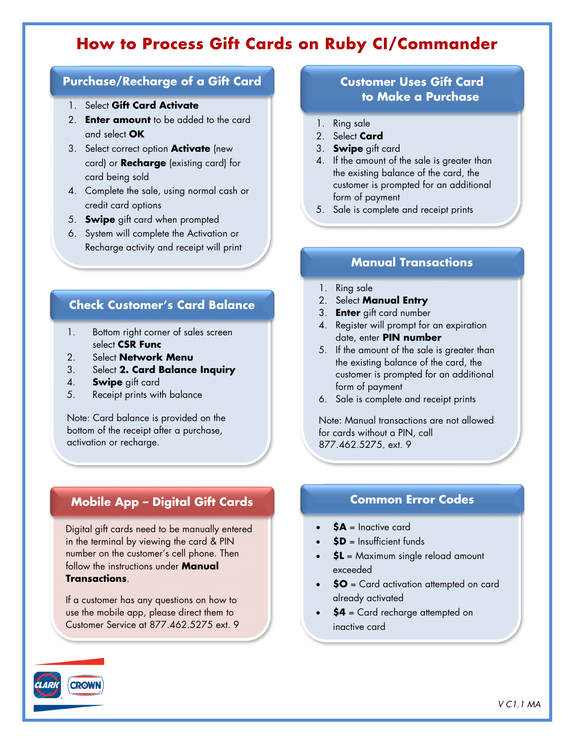# How to Process Gift Cards on Ruby CI/Commander

## Purchase/Recharge of a Gift Card

1. Select **Gift Card Activate**
2. **Enter amount** to be added to the card and select **OK**
3. Select correct option **Activate** (new card) or **Recharge** (existing card) for card being sold
4. Complete the sale, using normal cash or credit card options
5. **Swipe** gift card when prompted
6. System will complete the Activation or Recharge activity and receipt will print

## Check Customer's Card Balance

1. Bottom right corner of sales screen select **CSR Func**
2. Select **Network Menu**
3. Select **2. Card Balance Inquiry**
4. **Swipe** gift card
5. Receipt prints with balance

Note: Card balance is provided on the bottom of the receipt after a purchase, activation or recharge.

## Mobile App – Digital Gift Cards

Digital gift cards need to be manually entered in the terminal by viewing the card & PIN number on the customer's cell phone. Then follow the instructions under **Manual Transactions**.

If a customer has any questions on how to use the mobile app, please direct them to Customer Service at 877.462.5275 ext. 9

## Customer Uses Gift Card to Make a Purchase

1. Ring sale
2. Select **Card**
3. **Swipe** gift card
4. If the amount of the sale is greater than the existing balance of the card, the customer is prompted for an additional form of payment
5. Sale is complete and receipt prints

## Manual Transactions

1. Ring sale
2. Select **Manual Entry**
3. **Enter** gift card number
4. Register will prompt for an expiration date, enter **PIN number**
5. If the amount of the sale is greater than the existing balance of the card, the customer is prompted for an additional form of payment
6. Sale is complete and receipt prints

Note: Manual transactions are not allowed for cards without a PIN, call 877.462.5275, ext. 9

## Common Error Codes

- **$A** = Inactive card
- **$D** = Insufficient funds
- **$L** = Maximum single reload amount exceeded
- **$O** = Card activation attempted on card already activated
- **$4** = Card recharge attempted on inactive card

CLARK CROWN

*V C1.1 MA*